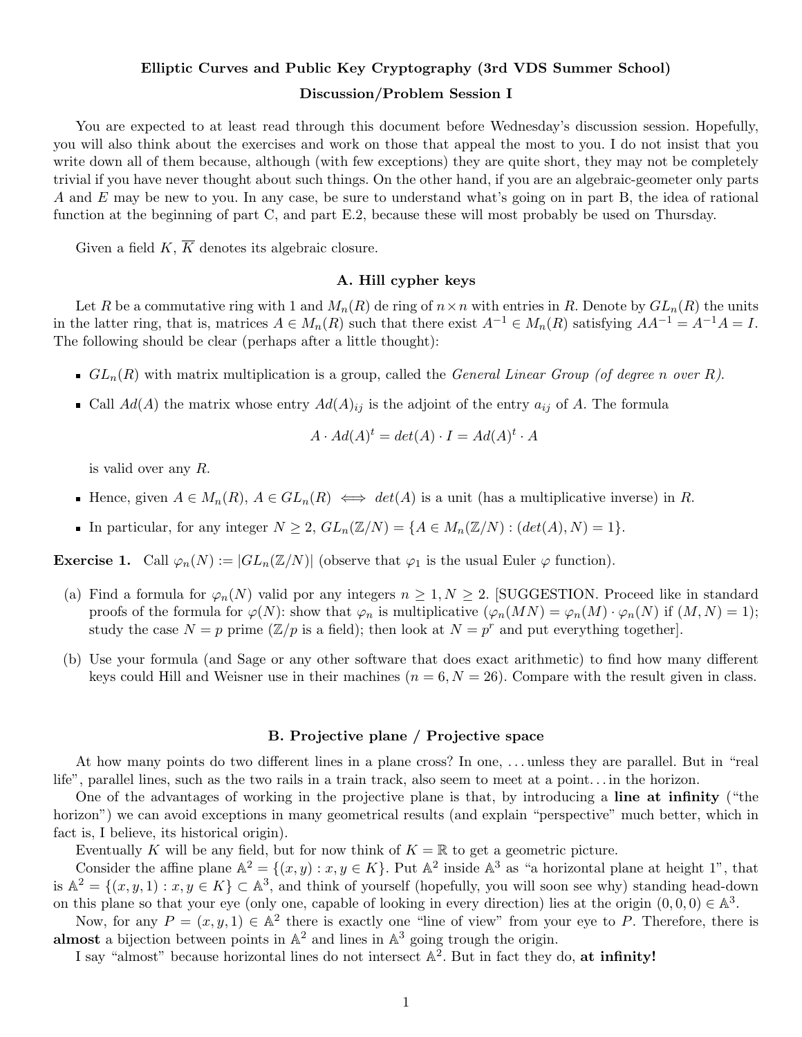# Elliptic Curves and Public Key Cryptography (3rd VDS Summer School)

## Discussion/Problem Session I

You are expected to at least read through this document before Wednesday's discussion session. Hopefully, you will also think about the exercises and work on those that appeal the most to you. I do not insist that you write down all of them because, although (with few exceptions) they are quite short, they may not be completely trivial if you have never thought about such things. On the other hand, if you are an algebraic-geometer only parts $A$ and $E$ may be new to you. In any case, be sure to understand what's going on in part B, the idea of rational function at the beginning of part C, and part E.2, because these will most probably be used on Thursday.

Given a field $K$, $\overline{K}$ denotes its algebraic closure.

### A. Hill cypher keys

Let $R$ be a commutative ring with 1 and $M_n(R)$ de ring of $n \times n$ with entries in $R$. Denote by $GL_n(R)$ the units in the latter ring, that is, matrices $A \in M_n(R)$ such that there exist $A^{-1} \in M_n(R)$ satisfying $AA^{-1} = A^{-1}A = I$. The following should be clear (perhaps after a little thought):

- $GL_n(R)$ with matrix multiplication is a group, called the *General Linear Group (of degree n over R).*
- Call $Ad(A)$ the matrix whose entry $Ad(A)_{ij}$ is the adjoint of the entry $a_{ij}$ of $A$. The formula

$$A \cdot Ad(A)^t = det(A) \cdot I = Ad(A)^t \cdot A$$

  is valid over any $R$.
- Hence, given $A \in M_n(R)$, $A \in GL_n(R) \iff det(A)$ is a unit (has a multiplicative inverse) in $R$.
- In particular, for any integer $N \geq 2$, $GL_n(\mathbb{Z}/N) = \{A \in M_n(\mathbb{Z}/N) : (det(A), N) = 1\}$.

**Exercise 1.** Call $\varphi_n(N) := |GL_n(\mathbb{Z}/N)|$ (observe that $\varphi_1$ is the usual Euler $\varphi$ function).

(a) Find a formula for $\varphi_n(N)$ valid por any integers $n \geq 1, N \geq 2$. [SUGGESTION. Proceed like in standard proofs of the formula for $\varphi(N)$: show that $\varphi_n$ is multiplicative ($\varphi_n(MN) = \varphi_n(M) \cdot \varphi_n(N)$ if $(M,N) = 1$); study the case $N = p$ prime ($\mathbb{Z}/p$ is a field); then look at $N = p^r$ and put everything together].

(b) Use your formula (and Sage or any other software that does exact arithmetic) to find how many different keys could Hill and Weisner use in their machines ($n = 6, N = 26$). Compare with the result given in class.

### B. Projective plane / Projective space

At how many points do two different lines in a plane cross? In one, ... unless they are parallel. But in "real life", parallel lines, such as the two rails in a train track, also seem to meet at a point... in the horizon.

One of the advantages of working in the projective plane is that, by introducing a **line at infinity** ("the horizon") we can avoid exceptions in many geometrical results (and explain "perspective" much better, which in fact is, I believe, its historical origin).

Eventually $K$ will be any field, but for now think of $K = \mathbb{R}$ to get a geometric picture.

Consider the affine plane $\mathbb{A}^2 = \{(x,y) : x, y \in K\}$. Put $\mathbb{A}^2$ inside $\mathbb{A}^3$ as "a horizontal plane at height 1", that is $\mathbb{A}^2 = \{(x,y,1) : x, y \in K\} \subset \mathbb{A}^3$, and think of yourself (hopefully, you will soon see why) standing head-down on this plane so that your eye (only one, capable of looking in every direction) lies at the origin $(0,0,0) \in \mathbb{A}^3$.

Now, for any $P = (x,y,1) \in \mathbb{A}^2$ there is exactly one "line of view" from your eye to $P$. Therefore, there is **almost** a bijection between points in $\mathbb{A}^2$ and lines in $\mathbb{A}^3$ going trough the origin.

I say "almost" because horizontal lines do not intersect $\mathbb{A}^2$. But in fact they do, **at infinity!**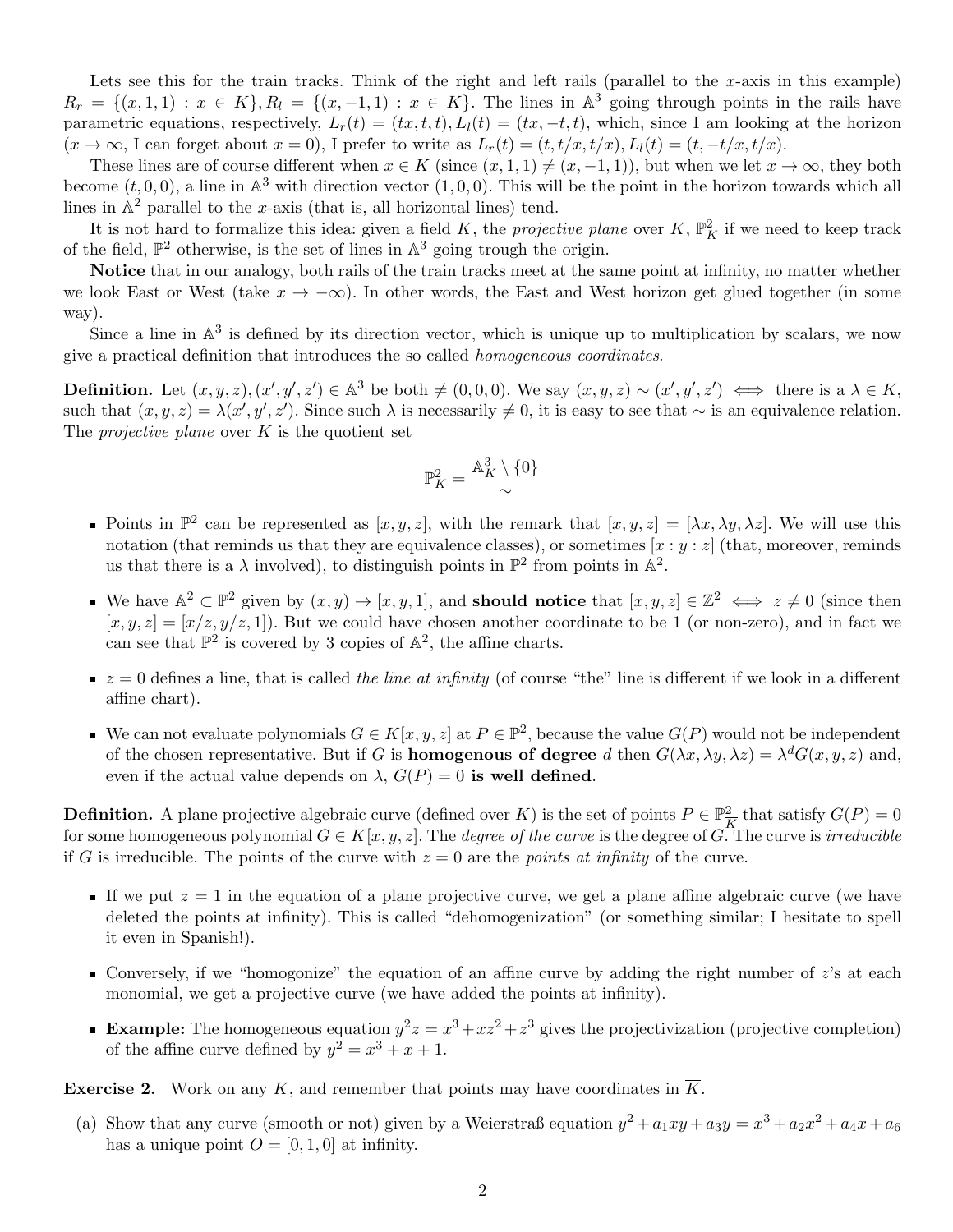Lets see this for the train tracks. Think of the right and left rails (parallel to the $x$-axis in this example) $R_r = \{(x, 1, 1) : x \in K\}, R_l = \{(x, -1, 1) : x \in K\}$. The lines in $\mathbb{A}^3$ going through points in the rails have parametric equations, respectively, $L_r(t) = (tx, t, t), L_l(t) = (tx, -t, t)$, which, since I am looking at the horizon ($x \to \infty$, I can forget about $x = 0$), I prefer to write as $L_r(t) = (t, t/x, t/x), L_l(t) = (t, -t/x, t/x)$.

These lines are of course different when $x \in K$ (since $(x, 1, 1) \neq (x, -1, 1)$), but when we let $x \to \infty$, they both become $(t, 0, 0)$, a line in $\mathbb{A}^3$ with direction vector $(1, 0, 0)$. This will be the point in the horizon towards which all lines in $\mathbb{A}^2$ parallel to the $x$-axis (that is, all horizontal lines) tend.

It is not hard to formalize this idea: given a field $K$, the *projective plane* over $K$, $\mathbb{P}^2_K$ if we need to keep track of the field, $\mathbb{P}^2$ otherwise, is the set of lines in $\mathbb{A}^3$ going trough the origin.

**Notice** that in our analogy, both rails of the train tracks meet at the same point at infinity, no matter whether we look East or West (take $x \to -\infty$). In other words, the East and West horizon get glued together (in some way).

Since a line in $\mathbb{A}^3$ is defined by its direction vector, which is unique up to multiplication by scalars, we now give a practical definition that introduces the so called *homogeneous coordinates*.

**Definition.** Let $(x, y, z), (x', y', z') \in \mathbb{A}^3$ be both $\neq (0, 0, 0)$. We say $(x, y, z) \sim (x', y', z') \iff$ there is a $\lambda \in K$, such that $(x, y, z) = \lambda(x', y', z')$. Since such $\lambda$ is necessarily $\neq 0$, it is easy to see that $\sim$ is an equivalence relation. The *projective plane* over $K$ is the quotient set

$$\mathbb{P}^2_K = \frac{\mathbb{A}^3_K \setminus \{0\}}{\sim}$$

- Points in $\mathbb{P}^2$ can be represented as $[x, y, z]$, with the remark that $[x, y, z] = [\lambda x, \lambda y, \lambda z]$. We will use this notation (that reminds us that they are equivalence classes), or sometimes $[x : y : z]$ (that, moreover, reminds us that there is a $\lambda$ involved), to distinguish points in $\mathbb{P}^2$ from points in $\mathbb{A}^2$.
- We have $\mathbb{A}^2 \subset \mathbb{P}^2$ given by $(x, y) \to [x, y, 1]$, and **should notice** that $[x, y, z] \in \mathbb{Z}^2 \iff z \neq 0$ (since then $[x, y, z] = [x/z, y/z, 1]$). But we could have chosen another coordinate to be 1 (or non-zero), and in fact we can see that $\mathbb{P}^2$ is covered by 3 copies of $\mathbb{A}^2$, the affine charts.
- $z = 0$ defines a line, that is called *the line at infinity* (of course "the" line is different if we look in a different affine chart).
- We can not evaluate polynomials $G \in K[x, y, z]$ at $P \in \mathbb{P}^2$, because the value $G(P)$ would not be independent of the chosen representative. But if $G$ is **homogenous of degree** $d$ then $G(\lambda x, \lambda y, \lambda z) = \lambda^d G(x, y, z)$ and, even if the actual value depends on $\lambda$, $G(P) = 0$ **is well defined**.

**Definition.** A plane projective algebraic curve (defined over $K$) is the set of points $P \in \mathbb{P}^2_{\overline{K}}$ that satisfy $G(P) = 0$ for some homogeneous polynomial $G \in K[x, y, z]$. The *degree of the curve* is the degree of $G$. The curve is *irreducible* if $G$ is irreducible. The points of the curve with $z = 0$ are the *points at infinity* of the curve.

- If we put $z = 1$ in the equation of a plane projective curve, we get a plane affine algebraic curve (we have deleted the points at infinity). This is called "dehomogenization" (or something similar; I hesitate to spell it even in Spanish!).
- Conversely, if we "homogonize" the equation of an affine curve by adding the right number of $z$'s at each monomial, we get a projective curve (we have added the points at infinity).
- **Example:** The homogeneous equation $y^2 z = x^3 + xz^2 + z^3$ gives the projectivization (projective completion) of the affine curve defined by $y^2 = x^3 + x + 1$.

**Exercise 2.** Work on any $K$, and remember that points may have coordinates in $\overline{K}$.

(a) Show that any curve (smooth or not) given by a Weierstraß equation $y^2 + a_1 xy + a_3 y = x^3 + a_2 x^2 + a_4 x + a_6$ has a unique point $O = [0, 1, 0]$ at infinity.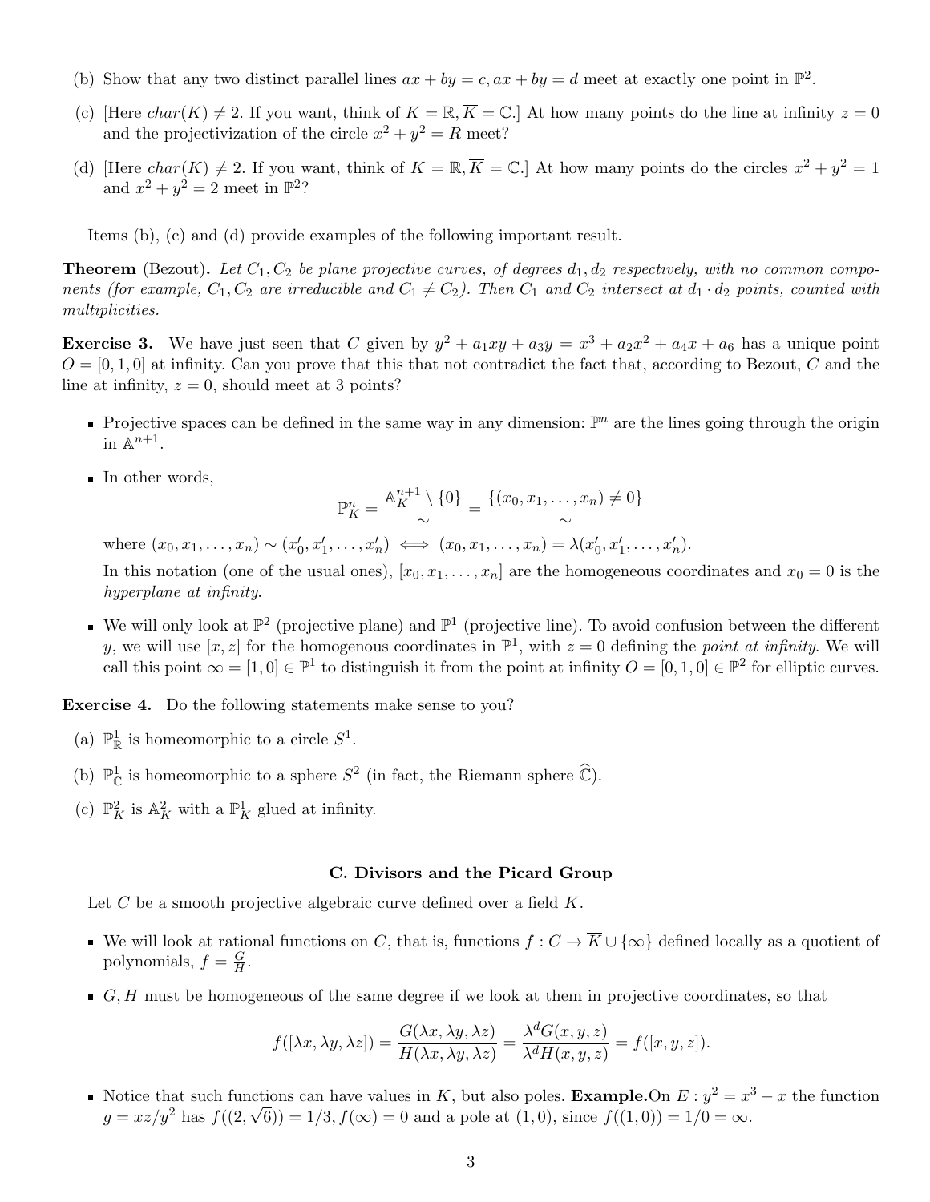(b) Show that any two distinct parallel lines $ax + by = c, ax + by = d$ meet at exactly one point in $\mathbb{P}^2$.

(c) [Here $char(K) \neq 2$. If you want, think of $K = \mathbb{R}, \overline{K} = \mathbb{C}$.] At how many points do the line at infinity $z = 0$ and the projectivization of the circle $x^2 + y^2 = R$ meet?

(d) [Here $char(K) \neq 2$. If you want, think of $K = \mathbb{R}, \overline{K} = \mathbb{C}$.] At how many points do the circles $x^2 + y^2 = 1$ and $x^2 + y^2 = 2$ meet in $\mathbb{P}^2$?

Items (b), (c) and (d) provide examples of the following important result.

**Theorem** (Bezout). *Let $C_1, C_2$ be plane projective curves, of degrees $d_1, d_2$ respectively, with no common components (for example, $C_1, C_2$ are irreducible and $C_1 \neq C_2$). Then $C_1$ and $C_2$ intersect at $d_1 \cdot d_2$ points, counted with multiplicities.*

**Exercise 3.** We have just seen that $C$ given by $y^2 + a_1xy + a_3y = x^3 + a_2x^2 + a_4x + a_6$ has a unique point $O = [0, 1, 0]$ at infinity. Can you prove that this that not contradict the fact that, according to Bezout, $C$ and the line at infinity, $z = 0$, should meet at 3 points?

- Projective spaces can be defined in the same way in any dimension: $\mathbb{P}^n$ are the lines going through the origin in $\mathbb{A}^{n+1}$.
- In other words,
$$\mathbb{P}^n_K = \frac{\mathbb{A}^{n+1}_K \setminus \{0\}}{\sim} = \frac{\{(x_0, x_1, \ldots, x_n) \neq 0\}}{\sim}$$
where $(x_0, x_1, \ldots, x_n) \sim (x_0', x_1', \ldots, x_n') \iff (x_0, x_1, \ldots, x_n) = \lambda(x_0', x_1', \ldots, x_n')$.
In this notation (one of the usual ones), $[x_0, x_1, \ldots, x_n]$ are the homogeneous coordinates and $x_0 = 0$ is the *hyperplane at infinity*.
- We will only look at $\mathbb{P}^2$ (projective plane) and $\mathbb{P}^1$ (projective line). To avoid confusion between the different $y$, we will use $[x, z]$ for the homogenous coordinates in $\mathbb{P}^1$, with $z = 0$ defining the *point at infinity*. We will call this point $\infty = [1, 0] \in \mathbb{P}^1$ to distinguish it from the point at infinity $O = [0, 1, 0] \in \mathbb{P}^2$ for elliptic curves.

**Exercise 4.** Do the following statements make sense to you?

(a) $\mathbb{P}^1_{\mathbb{R}}$ is homeomorphic to a circle $S^1$.

(b) $\mathbb{P}^1_{\mathbb{C}}$ is homeomorphic to a sphere $S^2$ (in fact, the Riemann sphere $\widehat{\mathbb{C}}$).

(c) $\mathbb{P}^2_K$ is $\mathbb{A}^2_K$ with a $\mathbb{P}^1_K$ glued at infinity.

### C. Divisors and the Picard Group

Let $C$ be a smooth projective algebraic curve defined over a field $K$.

- We will look at rational functions on $C$, that is, functions $f : C \to \overline{K} \cup \{\infty\}$ defined locally as a quotient of polynomials, $f = \frac{G}{H}$.
- $G, H$ must be homogeneous of the same degree if we look at them in projective coordinates, so that
$$f([\lambda x, \lambda y, \lambda z]) = \frac{G(\lambda x, \lambda y, \lambda z)}{H(\lambda x, \lambda y, \lambda z)} = \frac{\lambda^d G(x, y, z)}{\lambda^d H(x, y, z)} = f([x, y, z]).$$
- Notice that such functions can have values in $K$, but also poles. **Example.** On $E : y^2 = x^3 - x$ the function $g = xz/y^2$ has $f((2, \sqrt{6})) = 1/3, f(\infty) = 0$ and a pole at $(1, 0)$, since $f((1, 0)) = 1/0 = \infty$.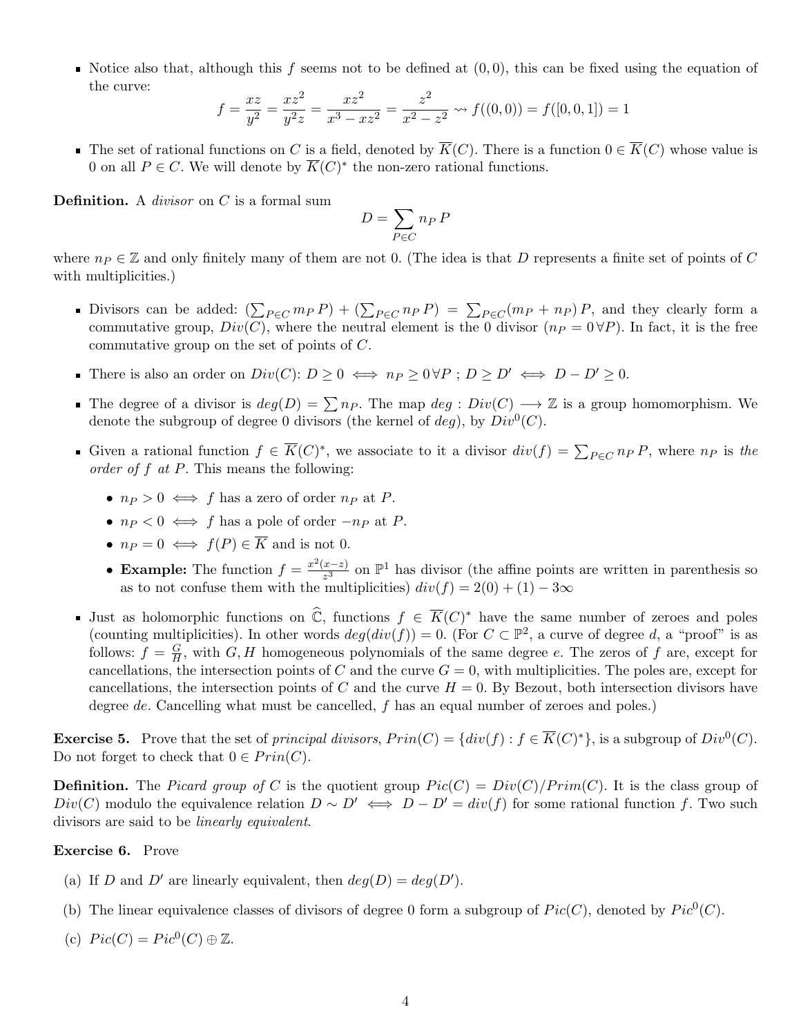- Notice also that, although this $f$ seems not to be defined at $(0,0)$, this can be fixed using the equation of the curve:
$$f = \frac{xz}{y^2} = \frac{xz^2}{y^2 z} = \frac{xz^2}{x^3 - xz^2} = \frac{z^2}{x^2 - z^2} \rightsquigarrow f((0,0)) = f([0,0,1]) = 1$$

- The set of rational functions on $C$ is a field, denoted by $\overline{K}(C)$. There is a function $0 \in \overline{K}(C)$ whose value is 0 on all $P \in C$. We will denote by $\overline{K}(C)^*$ the non-zero rational functions.

**Definition.** A *divisor* on $C$ is a formal sum
$$D = \sum_{P \in C} n_P \, P$$
where $n_P \in \mathbb{Z}$ and only finitely many of them are not 0. (The idea is that $D$ represents a finite set of points of $C$ with multiplicities.)

- Divisors can be added: $(\sum_{P \in C} m_P \, P) + (\sum_{P \in C} n_P \, P) = \sum_{P \in C} (m_P + n_P) \, P$, and they clearly form a commutative group, $Div(C)$, where the neutral element is the 0 divisor ($n_P = 0 \, \forall P$). In fact, it is the free commutative group on the set of points of $C$.

- There is also an order on $Div(C)$: $D \geq 0 \iff n_P \geq 0 \, \forall P$ ; $D \geq D' \iff D - D' \geq 0$.

- The degree of a divisor is $deg(D) = \sum n_P$. The map $deg : Div(C) \longrightarrow \mathbb{Z}$ is a group homomorphism. We denote the subgroup of degree 0 divisors (the kernel of $deg$), by $Div^0(C)$.

- Given a rational function $f \in \overline{K}(C)^*$, we associate to it a divisor $div(f) = \sum_{P \in C} n_P \, P$, where $n_P$ is *the order of $f$ at $P$*. This means the following:
  - $n_P > 0 \iff f$ has a zero of order $n_P$ at $P$.
  - $n_P < 0 \iff f$ has a pole of order $-n_P$ at $P$.
  - $n_P = 0 \iff f(P) \in \overline{K}$ and is not 0.
  - **Example:** The function $f = \frac{x^2(x-z)}{z^3}$ on $\mathbb{P}^1$ has divisor (the affine points are written in parenthesis so as to not confuse them with the multiplicities) $div(f) = 2(0) + (1) - 3\infty$

- Just as holomorphic functions on $\widehat{\mathbb{C}}$, functions $f \in \overline{K}(C)^*$ have the same number of zeroes and poles (counting multiplicities). In other words $deg(div(f)) = 0$. (For $C \subset \mathbb{P}^2$, a curve of degree $d$, a "proof" is as follows: $f = \frac{G}{H}$, with $G, H$ homogeneous polynomials of the same degree $e$. The zeros of $f$ are, except for cancellations, the intersection points of $C$ and the curve $G = 0$, with multiplicities. The poles are, except for cancellations, the intersection points of $C$ and the curve $H = 0$. By Bezout, both intersection divisors have degree $de$. Cancelling what must be cancelled, $f$ has an equal number of zeroes and poles.)

**Exercise 5.** Prove that the set of *principal divisors*, $Prin(C) = \{div(f) : f \in \overline{K}(C)^*\}$, is a subgroup of $Div^0(C)$. Do not forget to check that $0 \in Prin(C)$.

**Definition.** The *Picard group of $C$* is the quotient group $Pic(C) = Div(C)/Prim(C)$. It is the class group of $Div(C)$ modulo the equivalence relation $D \sim D' \iff D - D' = div(f)$ for some rational function $f$. Two such divisors are said to be *linearly equivalent*.

**Exercise 6.** Prove

(a) If $D$ and $D'$ are linearly equivalent, then $deg(D) = deg(D')$.

(b) The linear equivalence classes of divisors of degree 0 form a subgroup of $Pic(C)$, denoted by $Pic^0(C)$.

(c) $Pic(C) = Pic^0(C) \oplus \mathbb{Z}$.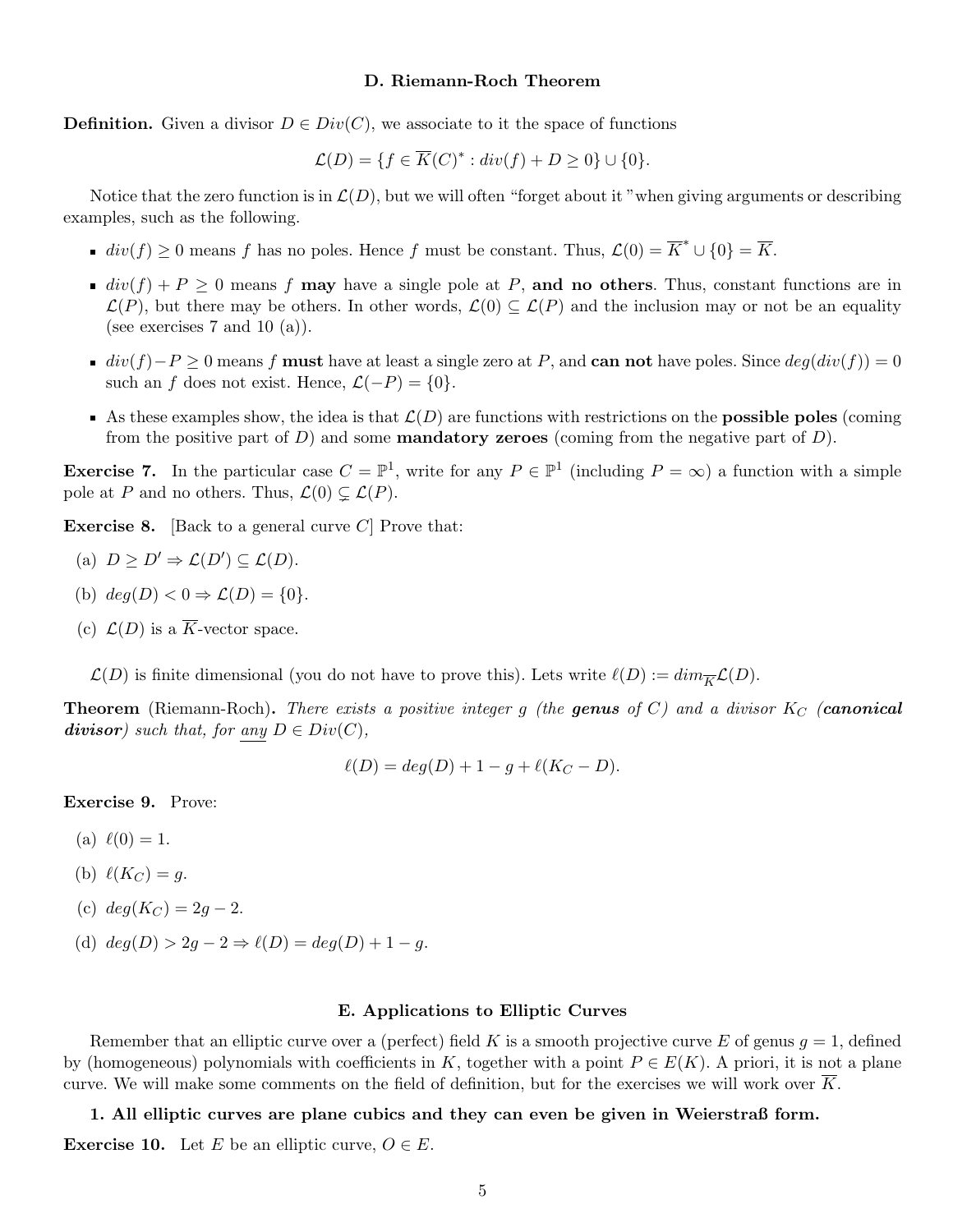### D. Riemann-Roch Theorem

**Definition.** Given a divisor $D \in Div(C)$, we associate to it the space of functions

$$\mathcal{L}(D) = \{f \in \overline{K}(C)^* : div(f) + D \geq 0\} \cup \{0\}.$$

Notice that the zero function is in $\mathcal{L}(D)$, but we will often "forget about it "when giving arguments or describing examples, such as the following.

- $div(f) \geq 0$ means $f$ has no poles. Hence $f$ must be constant. Thus, $\mathcal{L}(0) = \overline{K}^* \cup \{0\} = \overline{K}$.
- $div(f) + P \geq 0$ means $f$ **may** have a single pole at $P$, **and no others**. Thus, constant functions are in $\mathcal{L}(P)$, but there may be others. In other words, $\mathcal{L}(0) \subseteq \mathcal{L}(P)$ and the inclusion may or not be an equality (see exercises 7 and 10 (a)).
- $div(f) - P \geq 0$ means $f$ **must** have at least a single zero at $P$, and **can not** have poles. Since $deg(div(f)) = 0$ such an $f$ does not exist. Hence, $\mathcal{L}(-P) = \{0\}$.
- As these examples show, the idea is that $\mathcal{L}(D)$ are functions with restrictions on the **possible poles** (coming from the positive part of $D$) and some **mandatory zeroes** (coming from the negative part of $D$).

**Exercise 7.** In the particular case $C = \mathbb{P}^1$, write for any $P \in \mathbb{P}^1$ (including $P = \infty$) a function with a simple pole at $P$ and no others. Thus, $\mathcal{L}(0) \subsetneq \mathcal{L}(P)$.

**Exercise 8.** [Back to a general curve $C$] Prove that:

(a) $D \geq D' \Rightarrow \mathcal{L}(D') \subseteq \mathcal{L}(D)$.

(b) $deg(D) < 0 \Rightarrow \mathcal{L}(D) = \{0\}$.

(c) $\mathcal{L}(D)$ is a $\overline{K}$-vector space.

$\mathcal{L}(D)$ is finite dimensional (you do not have to prove this). Lets write $\ell(D) := dim_{\overline{K}}\mathcal{L}(D)$.

**Theorem** (Riemann-Roch)**.** *There exists a positive integer $g$ (the* ***genus*** *of $C$) and a divisor $K_C$ (**canonical divisor**) such that, for any $D \in Div(C)$,*

$$\ell(D) = deg(D) + 1 - g + \ell(K_C - D).$$

**Exercise 9.** Prove:

(a) $\ell(0) = 1$.

(b) $\ell(K_C) = g$.

(c) $deg(K_C) = 2g - 2$.

(d) $deg(D) > 2g - 2 \Rightarrow \ell(D) = deg(D) + 1 - g$.

### E. Applications to Elliptic Curves

Remember that an elliptic curve over a (perfect) field $K$ is a smooth projective curve $E$ of genus $g = 1$, defined by (homogeneous) polynomials with coefficients in $K$, together with a point $P \in E(K)$. A priori, it is not a plane curve. We will make some comments on the field of definition, but for the exercises we will work over $\overline{K}$.

**1. All elliptic curves are plane cubics and they can even be given in Weierstraß form.**

**Exercise 10.** Let $E$ be an elliptic curve, $O \in E$.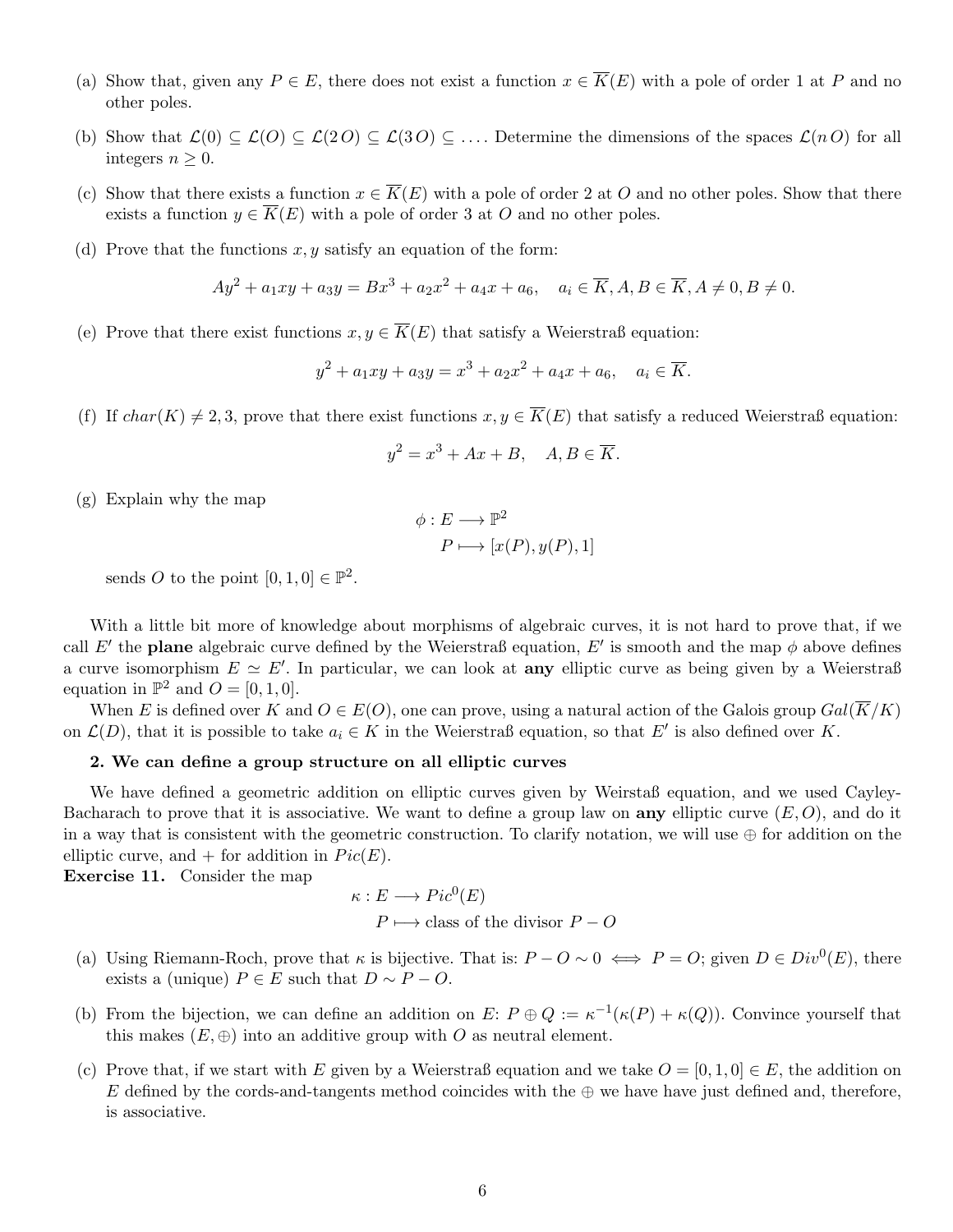(a) Show that, given any $P \in E$, there does not exist a function $x \in \overline{K}(E)$ with a pole of order 1 at $P$ and no other poles.

(b) Show that $\mathcal{L}(0) \subseteq \mathcal{L}(O) \subseteq \mathcal{L}(2\,O) \subseteq \mathcal{L}(3\,O) \subseteq \ldots$. Determine the dimensions of the spaces $\mathcal{L}(n\,O)$ for all integers $n \geq 0$.

(c) Show that there exists a function $x \in \overline{K}(E)$ with a pole of order 2 at $O$ and no other poles. Show that there exists a function $y \in \overline{K}(E)$ with a pole of order 3 at $O$ and no other poles.

(d) Prove that the functions $x, y$ satisfy an equation of the form:

$$Ay^2 + a_1xy + a_3y = Bx^3 + a_2x^2 + a_4x + a_6, \quad a_i \in \overline{K}, A, B \in \overline{K}, A \neq 0, B \neq 0.$$

(e) Prove that there exist functions $x, y \in \overline{K}(E)$ that satisfy a Weierstraß equation:

$$y^2 + a_1xy + a_3y = x^3 + a_2x^2 + a_4x + a_6, \quad a_i \in \overline{K}.$$

(f) If $char(K) \neq 2, 3$, prove that there exist functions $x, y \in \overline{K}(E)$ that satisfy a reduced Weierstraß equation:

$$y^2 = x^3 + Ax + B, \quad A, B \in \overline{K}.$$

(g) Explain why the map

$$\begin{aligned} \phi : E &\longrightarrow \mathbb{P}^2 \\ P &\longmapsto [x(P), y(P), 1] \end{aligned}$$

sends $O$ to the point $[0, 1, 0] \in \mathbb{P}^2$.

With a little bit more of knowledge about morphisms of algebraic curves, it is not hard to prove that, if we call $E'$ the **plane** algebraic curve defined by the Weierstraß equation, $E'$ is smooth and the map $\phi$ above defines a curve isomorphism $E \simeq E'$. In particular, we can look at **any** elliptic curve as being given by a Weierstraß equation in $\mathbb{P}^2$ and $O = [0, 1, 0]$.

When $E$ is defined over $K$ and $O \in E(O)$, one can prove, using a natural action of the Galois group $Gal(\overline{K}/K)$ on $\mathcal{L}(D)$, that it is possible to take $a_i \in K$ in the Weierstraß equation, so that $E'$ is also defined over $K$.

**2. We can define a group structure on all elliptic curves**

We have defined a geometric addition on elliptic curves given by Weirstaß equation, and we used Cayley-Bacharach to prove that it is associative. We want to define a group law on **any** elliptic curve $(E, O)$, and do it in a way that is consistent with the geometric construction. To clarify notation, we will use $\oplus$ for addition on the elliptic curve, and $+$ for addition in $Pic(E)$.

**Exercise 11.** Consider the map

$$\begin{aligned} \kappa : E &\longrightarrow Pic^0(E) \\ P &\longmapsto \text{class of the divisor } P - O \end{aligned}$$

(a) Using Riemann-Roch, prove that $\kappa$ is bijective. That is: $P - O \sim 0 \iff P = O$; given $D \in Div^0(E)$, there exists a (unique) $P \in E$ such that $D \sim P - O$.

(b) From the bijection, we can define an addition on $E$: $P \oplus Q := \kappa^{-1}(\kappa(P) + \kappa(Q))$. Convince yourself that this makes $(E, \oplus)$ into an additive group with $O$ as neutral element.

(c) Prove that, if we start with $E$ given by a Weierstraß equation and we take $O = [0, 1, 0] \in E$, the addition on $E$ defined by the cords-and-tangents method coincides with the $\oplus$ we have have just defined and, therefore, is associative.